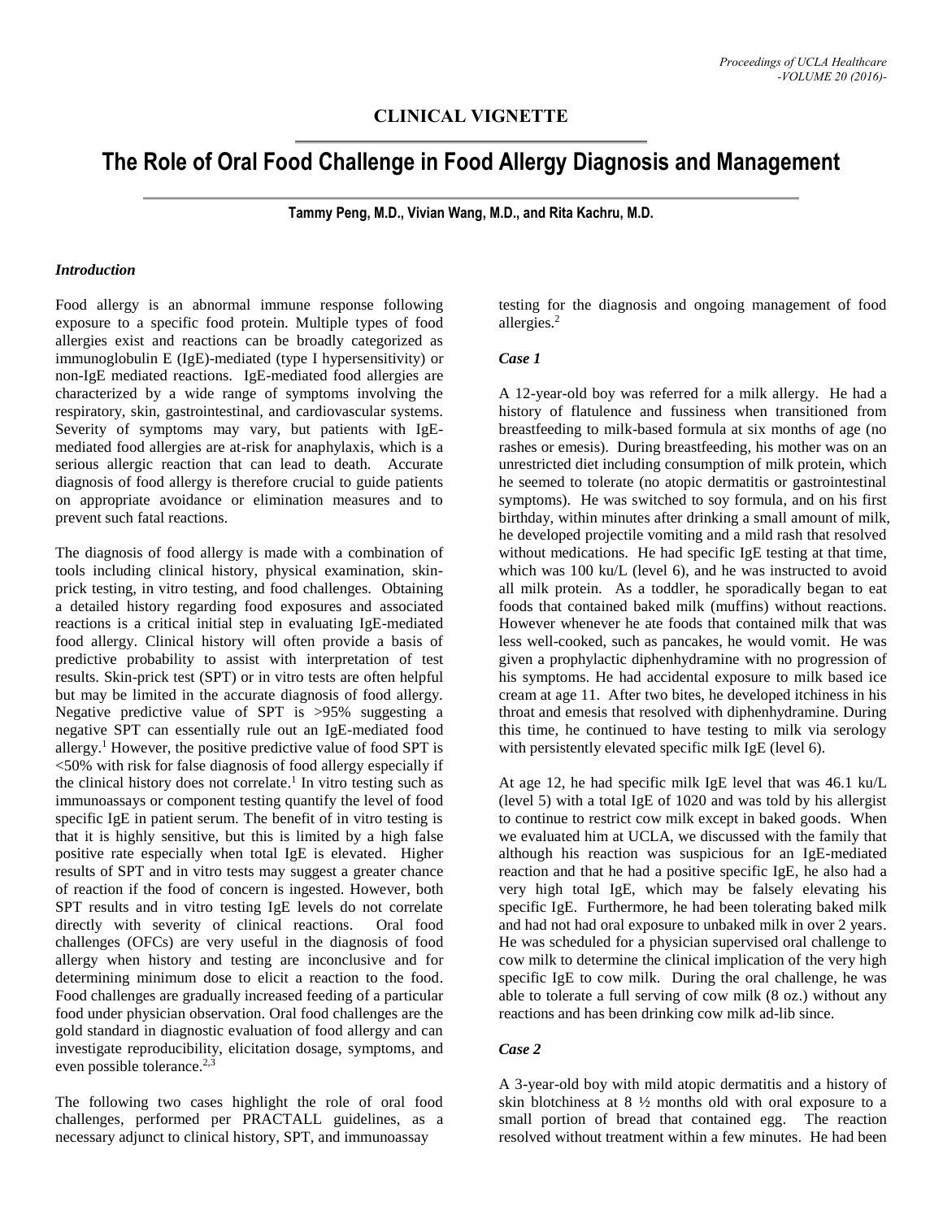## CLINICAL VIGNETTE

# The Role of Oral Food Challenge in Food Allergy Diagnosis and Management

**Tammy Peng, M.D., Vivian Wang, M.D., and Rita Kachru, M.D.**

### *Introduction*

Food allergy is an abnormal immune response following exposure to a specific food protein. Multiple types of food allergies exist and reactions can be broadly categorized as immunoglobulin E (IgE)-mediated (type I hypersensitivity) or non-IgE mediated reactions. IgE-mediated food allergies are characterized by a wide range of symptoms involving the respiratory, skin, gastrointestinal, and cardiovascular systems. Severity of symptoms may vary, but patients with IgE-mediated food allergies are at-risk for anaphylaxis, which is a serious allergic reaction that can lead to death. Accurate diagnosis of food allergy is therefore crucial to guide patients on appropriate avoidance or elimination measures and to prevent such fatal reactions.

The diagnosis of food allergy is made with a combination of tools including clinical history, physical examination, skin-prick testing, in vitro testing, and food challenges. Obtaining a detailed history regarding food exposures and associated reactions is a critical initial step in evaluating IgE-mediated food allergy. Clinical history will often provide a basis of predictive probability to assist with interpretation of test results. Skin-prick test (SPT) or in vitro tests are often helpful but may be limited in the accurate diagnosis of food allergy. Negative predictive value of SPT is >95% suggesting a negative SPT can essentially rule out an IgE-mediated food allergy.[1] However, the positive predictive value of food SPT is <50% with risk for false diagnosis of food allergy especially if the clinical history does not correlate.[1] In vitro testing such as immunoassays or component testing quantify the level of food specific IgE in patient serum. The benefit of in vitro testing is that it is highly sensitive, but this is limited by a high false positive rate especially when total IgE is elevated. Higher results of SPT and in vitro tests may suggest a greater chance of reaction if the food of concern is ingested. However, both SPT results and in vitro testing IgE levels do not correlate directly with severity of clinical reactions. Oral food challenges (OFCs) are very useful in the diagnosis of food allergy when history and testing are inconclusive and for determining minimum dose to elicit a reaction to the food. Food challenges are gradually increased feeding of a particular food under physician observation. Oral food challenges are the gold standard in diagnostic evaluation of food allergy and can investigate reproducibility, elicitation dosage, symptoms, and even possible tolerance.[2,3]

The following two cases highlight the role of oral food challenges, performed per PRACTALL guidelines, as a necessary adjunct to clinical history, SPT, and immunoassay testing for the diagnosis and ongoing management of food allergies.[2]

### *Case 1*

A 12-year-old boy was referred for a milk allergy. He had a history of flatulence and fussiness when transitioned from breastfeeding to milk-based formula at six months of age (no rashes or emesis). During breastfeeding, his mother was on an unrestricted diet including consumption of milk protein, which he seemed to tolerate (no atopic dermatitis or gastrointestinal symptoms). He was switched to soy formula, and on his first birthday, within minutes after drinking a small amount of milk, he developed projectile vomiting and a mild rash that resolved without medications. He had specific IgE testing at that time, which was 100 ku/L (level 6), and he was instructed to avoid all milk protein. As a toddler, he sporadically began to eat foods that contained baked milk (muffins) without reactions. However whenever he ate foods that contained milk that was less well-cooked, such as pancakes, he would vomit. He was given a prophylactic diphenhydramine with no progression of his symptoms. He had accidental exposure to milk based ice cream at age 11. After two bites, he developed itchiness in his throat and emesis that resolved with diphenhydramine. During this time, he continued to have testing to milk via serology with persistently elevated specific milk IgE (level 6).

At age 12, he had specific milk IgE level that was 46.1 ku/L (level 5) with a total IgE of 1020 and was told by his allergist to continue to restrict cow milk except in baked goods. When we evaluated him at UCLA, we discussed with the family that although his reaction was suspicious for an IgE-mediated reaction and that he had a positive specific IgE, he also had a very high total IgE, which may be falsely elevating his specific IgE. Furthermore, he had been tolerating baked milk and had not had oral exposure to unbaked milk in over 2 years. He was scheduled for a physician supervised oral challenge to cow milk to determine the clinical implication of the very high specific IgE to cow milk. During the oral challenge, he was able to tolerate a full serving of cow milk (8 oz.) without any reactions and has been drinking cow milk ad-lib since.

### *Case 2*

A 3-year-old boy with mild atopic dermatitis and a history of skin blotchiness at 8 ½ months old with oral exposure to a small portion of bread that contained egg. The reaction resolved without treatment within a few minutes. He had been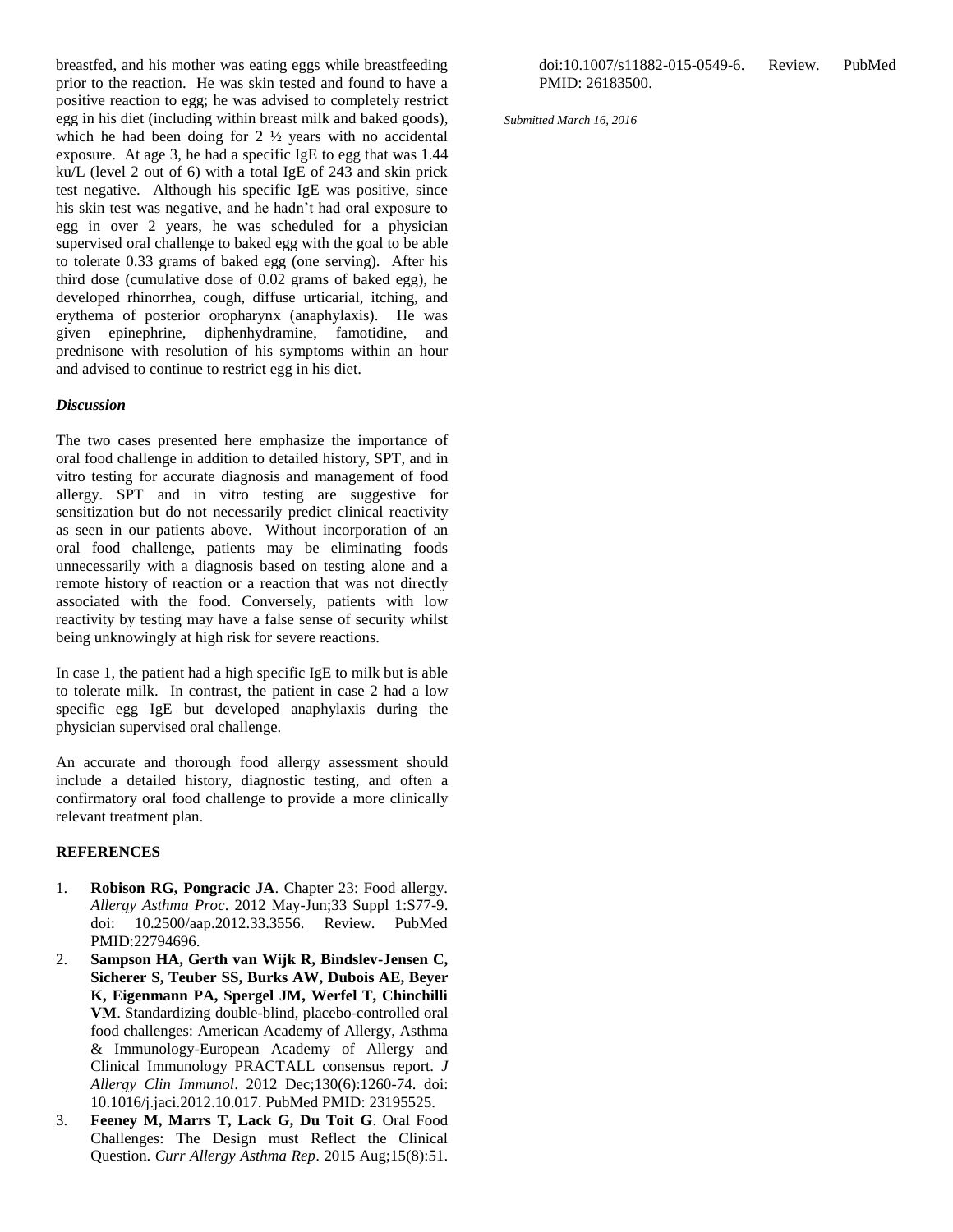breastfed, and his mother was eating eggs while breastfeeding prior to the reaction. He was skin tested and found to have a positive reaction to egg; he was advised to completely restrict egg in his diet (including within breast milk and baked goods), which he had been doing for 2 ½ years with no accidental exposure. At age 3, he had a specific IgE to egg that was 1.44 ku/L (level 2 out of 6) with a total IgE of 243 and skin prick test negative. Although his specific IgE was positive, since his skin test was negative, and he hadn't had oral exposure to egg in over 2 years, he was scheduled for a physician supervised oral challenge to baked egg with the goal to be able to tolerate 0.33 grams of baked egg (one serving). After his third dose (cumulative dose of 0.02 grams of baked egg), he developed rhinorrhea, cough, diffuse urticarial, itching, and erythema of posterior oropharynx (anaphylaxis). He was given epinephrine, diphenhydramine, famotidine, and prednisone with resolution of his symptoms within an hour and advised to continue to restrict egg in his diet.

### *Discussion*

The two cases presented here emphasize the importance of oral food challenge in addition to detailed history, SPT, and in vitro testing for accurate diagnosis and management of food allergy. SPT and in vitro testing are suggestive for sensitization but do not necessarily predict clinical reactivity as seen in our patients above. Without incorporation of an oral food challenge, patients may be eliminating foods unnecessarily with a diagnosis based on testing alone and a remote history of reaction or a reaction that was not directly associated with the food. Conversely, patients with low reactivity by testing may have a false sense of security whilst being unknowingly at high risk for severe reactions.

In case 1, the patient had a high specific IgE to milk but is able to tolerate milk. In contrast, the patient in case 2 had a low specific egg IgE but developed anaphylaxis during the physician supervised oral challenge.

An accurate and thorough food allergy assessment should include a detailed history, diagnostic testing, and often a confirmatory oral food challenge to provide a more clinically relevant treatment plan.

### REFERENCES

1. **Robison RG, Pongracic JA**. Chapter 23: Food allergy. *Allergy Asthma Proc*. 2012 May-Jun;33 Suppl 1:S77-9. doi: 10.2500/aap.2012.33.3556. Review. PubMed PMID:22794696.
2. **Sampson HA, Gerth van Wijk R, Bindslev-Jensen C, Sicherer S, Teuber SS, Burks AW, Dubois AE, Beyer K, Eigenmann PA, Spergel JM, Werfel T, Chinchilli VM**. Standardizing double-blind, placebo-controlled oral food challenges: American Academy of Allergy, Asthma & Immunology-European Academy of Allergy and Clinical Immunology PRACTALL consensus report. *J Allergy Clin Immunol*. 2012 Dec;130(6):1260-74. doi: 10.1016/j.jaci.2012.10.017. PubMed PMID: 23195525.
3. **Feeney M, Marrs T, Lack G, Du Toit G**. Oral Food Challenges: The Design must Reflect the Clinical Question. *Curr Allergy Asthma Rep*. 2015 Aug;15(8):51. doi:10.1007/s11882-015-0549-6. Review. PubMed PMID: 26183500.

*Submitted March 16, 2016*